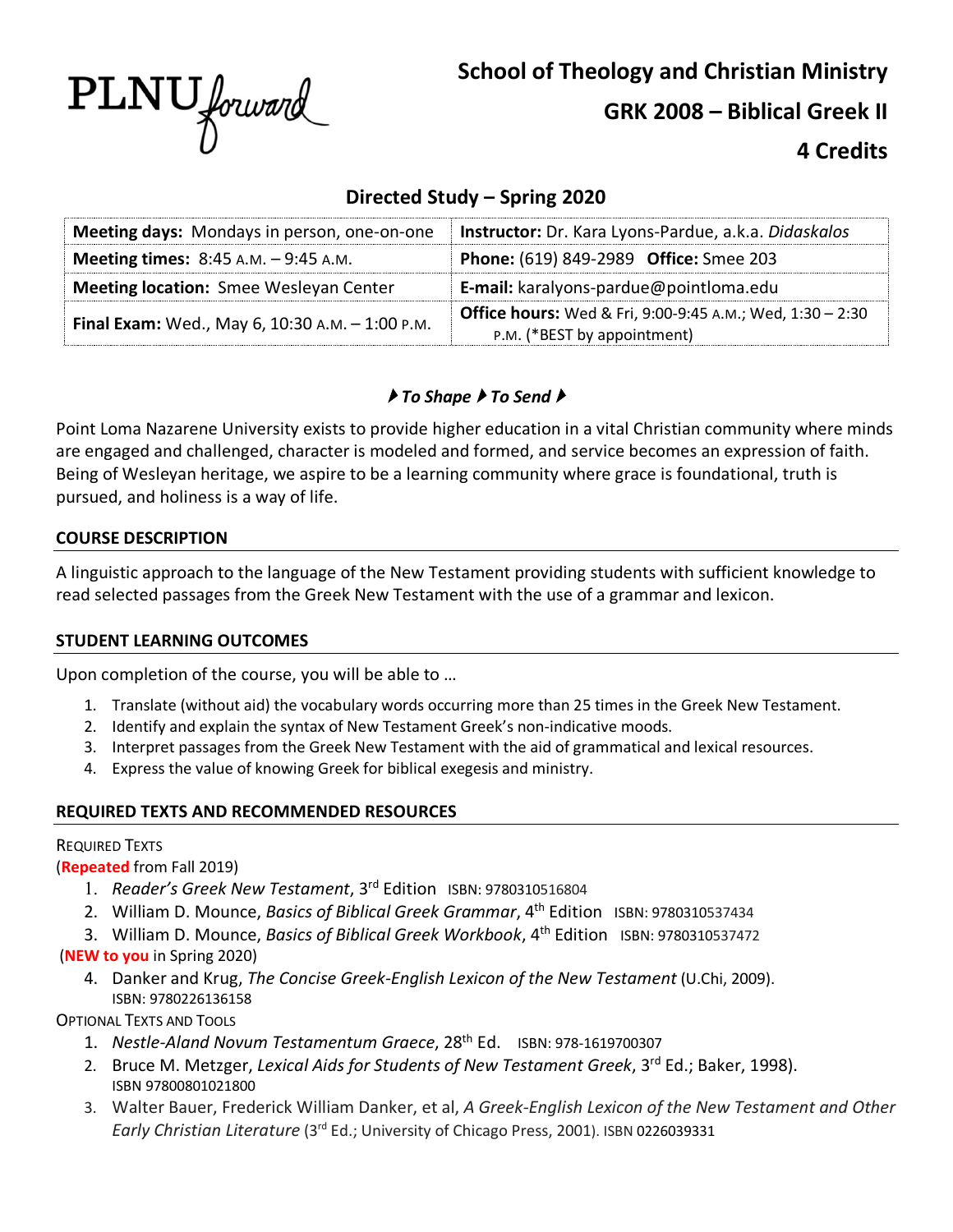PLNU forward

# School of Theology and Christian Ministry

# GRK 2008 – Biblical Greek II

# 4 Credits

## Directed Study – Spring 2020

| **Meeting days:** Mondays in person, one-on-one | **Instructor:** Dr. Kara Lyons-Pardue, a.k.a. *Didaskalos* |
|---|---|
| **Meeting times:** 8:45 A.M. – 9:45 A.M. | **Phone:** (619) 849-2989 **Office:** Smee 203 |
| **Meeting location:** Smee Wesleyan Center | **E-mail:** karalyons-pardue@pointloma.edu |
| **Final Exam:** Wed., May 6, 10:30 A.M. – 1:00 P.M. | **Office hours:** Wed & Fri, 9:00-9:45 A.M.; Wed, 1:30 – 2:30 P.M. (*BEST by appointment) |

***To Shape ▸ To Send***

Point Loma Nazarene University exists to provide higher education in a vital Christian community where minds are engaged and challenged, character is modeled and formed, and service becomes an expression of faith. Being of Wesleyan heritage, we aspire to be a learning community where grace is foundational, truth is pursued, and holiness is a way of life.

### COURSE DESCRIPTION

A linguistic approach to the language of the New Testament providing students with sufficient knowledge to read selected passages from the Greek New Testament with the use of a grammar and lexicon.

### STUDENT LEARNING OUTCOMES

Upon completion of the course, you will be able to …

1. Translate (without aid) the vocabulary words occurring more than 25 times in the Greek New Testament.
2. Identify and explain the syntax of New Testament Greek's non-indicative moods.
3. Interpret passages from the Greek New Testament with the aid of grammatical and lexical resources.
4. Express the value of knowing Greek for biblical exegesis and ministry.

### REQUIRED TEXTS AND RECOMMENDED RESOURCES

REQUIRED TEXTS

(**Repeated** from Fall 2019)

1. *Reader's Greek New Testament*, 3rd Edition ISBN: 9780310516804
2. William D. Mounce, *Basics of Biblical Greek Grammar*, 4th Edition ISBN: 9780310537434
3. William D. Mounce, *Basics of Biblical Greek Workbook*, 4th Edition ISBN: 9780310537472

(**NEW to you** in Spring 2020)

4. Danker and Krug, *The Concise Greek-English Lexicon of the New Testament* (U.Chi, 2009). ISBN: 9780226136158

OPTIONAL TEXTS AND TOOLS

1. *Nestle-Aland Novum Testamentum Graece*, 28th Ed. ISBN: 978-1619700307
2. Bruce M. Metzger, *Lexical Aids for Students of New Testament Greek*, 3rd Ed.; Baker, 1998). ISBN 97800801021800
3. Walter Bauer, Frederick William Danker, et al, *A Greek-English Lexicon of the New Testament and Other Early Christian Literature* (3rd Ed.; University of Chicago Press, 2001). ISBN 0226039331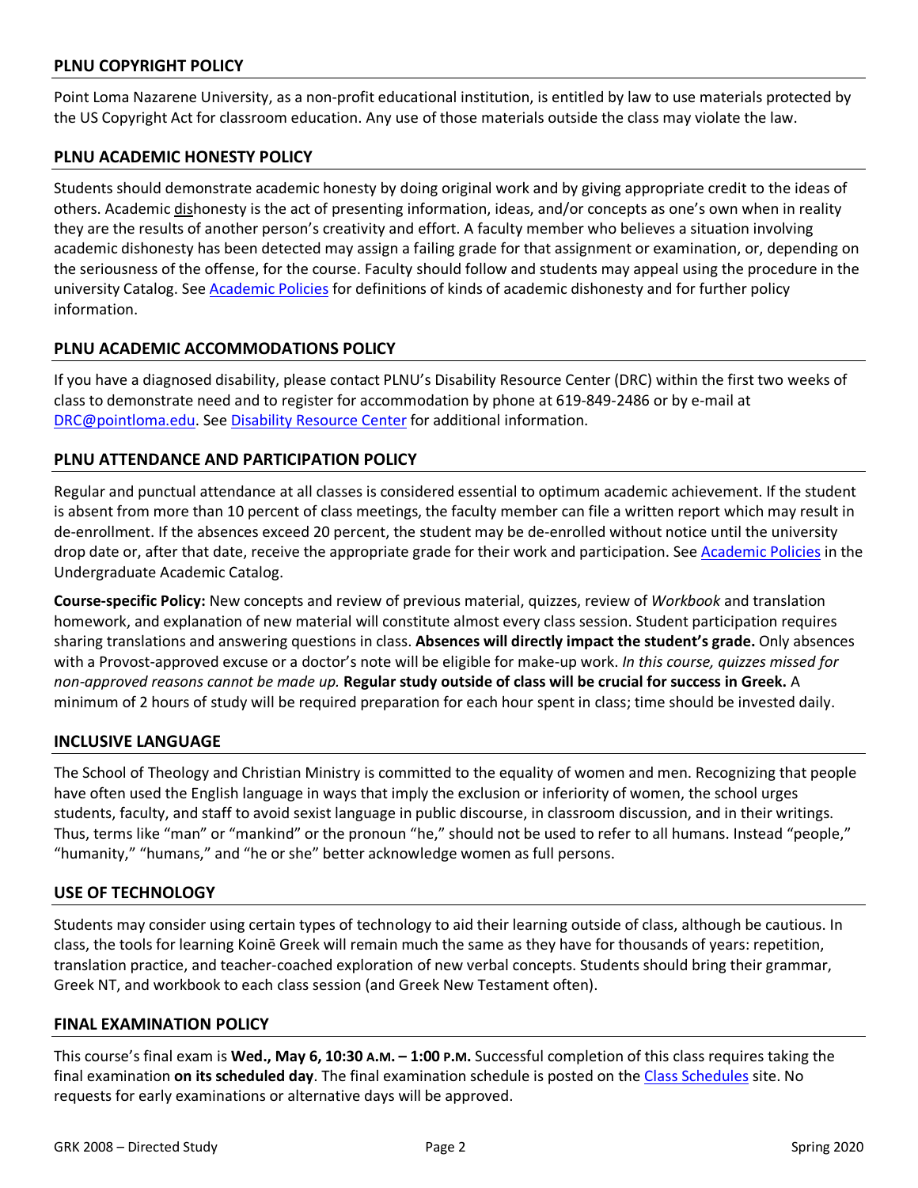## PLNU COPYRIGHT POLICY

Point Loma Nazarene University, as a non-profit educational institution, is entitled by law to use materials protected by the US Copyright Act for classroom education. Any use of those materials outside the class may violate the law.

## PLNU ACADEMIC HONESTY POLICY

Students should demonstrate academic honesty by doing original work and by giving appropriate credit to the ideas of others. Academic dishonesty is the act of presenting information, ideas, and/or concepts as one's own when in reality they are the results of another person's creativity and effort. A faculty member who believes a situation involving academic dishonesty has been detected may assign a failing grade for that assignment or examination, or, depending on the seriousness of the offense, for the course. Faculty should follow and students may appeal using the procedure in the university Catalog. See Academic Policies for definitions of kinds of academic dishonesty and for further policy information.

## PLNU ACADEMIC ACCOMMODATIONS POLICY

If you have a diagnosed disability, please contact PLNU's Disability Resource Center (DRC) within the first two weeks of class to demonstrate need and to register for accommodation by phone at 619-849-2486 or by e-mail at DRC@pointloma.edu. See Disability Resource Center for additional information.

## PLNU ATTENDANCE AND PARTICIPATION POLICY

Regular and punctual attendance at all classes is considered essential to optimum academic achievement. If the student is absent from more than 10 percent of class meetings, the faculty member can file a written report which may result in de-enrollment. If the absences exceed 20 percent, the student may be de-enrolled without notice until the university drop date or, after that date, receive the appropriate grade for their work and participation. See Academic Policies in the Undergraduate Academic Catalog.

**Course-specific Policy:** New concepts and review of previous material, quizzes, review of *Workbook* and translation homework, and explanation of new material will constitute almost every class session. Student participation requires sharing translations and answering questions in class. **Absences will directly impact the student's grade.** Only absences with a Provost-approved excuse or a doctor's note will be eligible for make-up work. *In this course, quizzes missed for non-approved reasons cannot be made up.* **Regular study outside of class will be crucial for success in Greek.** A minimum of 2 hours of study will be required preparation for each hour spent in class; time should be invested daily.

## INCLUSIVE LANGUAGE

The School of Theology and Christian Ministry is committed to the equality of women and men. Recognizing that people have often used the English language in ways that imply the exclusion or inferiority of women, the school urges students, faculty, and staff to avoid sexist language in public discourse, in classroom discussion, and in their writings. Thus, terms like "man" or "mankind" or the pronoun "he," should not be used to refer to all humans. Instead "people," "humanity," "humans," and "he or she" better acknowledge women as full persons.

## USE OF TECHNOLOGY

Students may consider using certain types of technology to aid their learning outside of class, although be cautious. In class, the tools for learning Koinē Greek will remain much the same as they have for thousands of years: repetition, translation practice, and teacher-coached exploration of new verbal concepts. Students should bring their grammar, Greek NT, and workbook to each class session (and Greek New Testament often).

## FINAL EXAMINATION POLICY

This course's final exam is **Wed., May 6, 10:30 A.M. – 1:00 P.M.** Successful completion of this class requires taking the final examination **on its scheduled day**. The final examination schedule is posted on the Class Schedules site. No requests for early examinations or alternative days will be approved.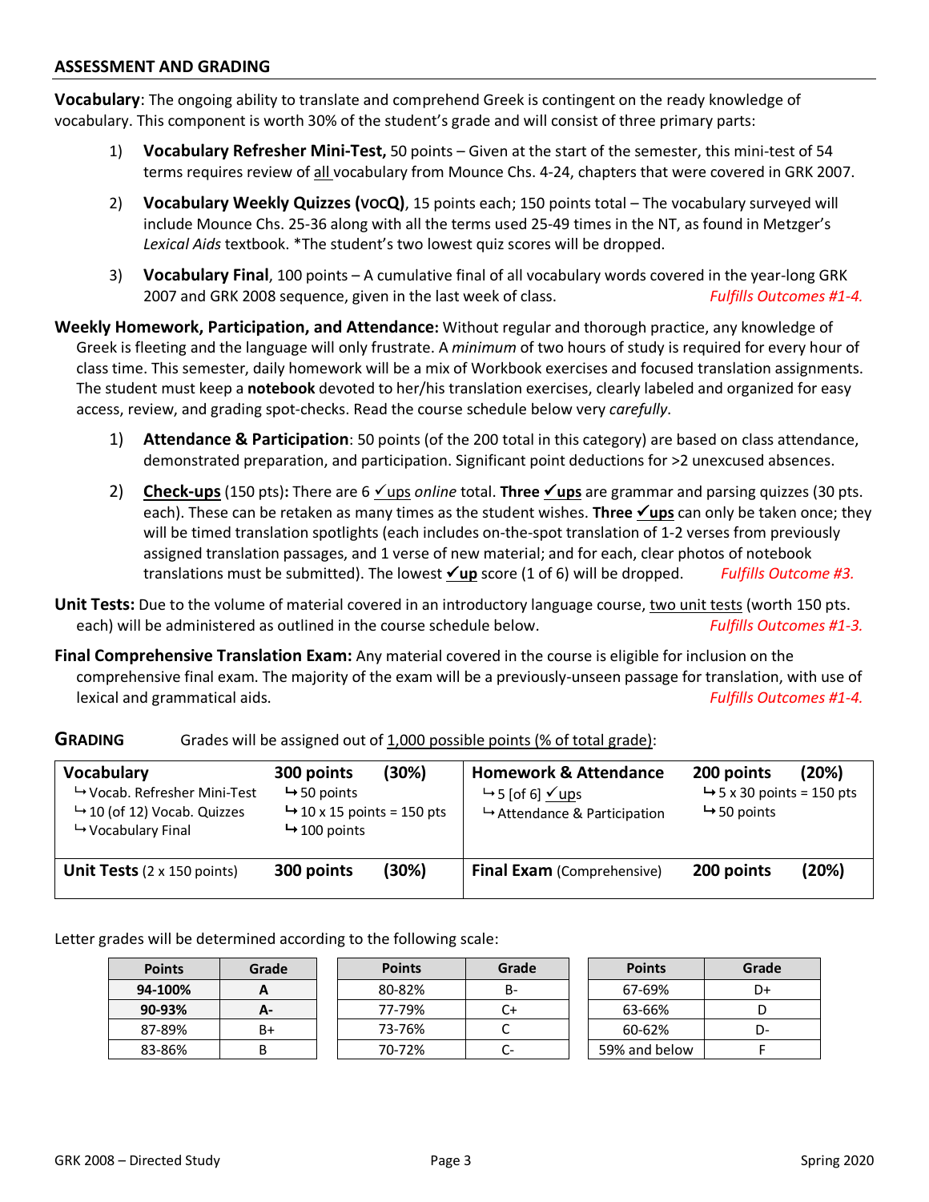## ASSESSMENT AND GRADING

**Vocabulary**: The ongoing ability to translate and comprehend Greek is contingent on the ready knowledge of vocabulary. This component is worth 30% of the student's grade and will consist of three primary parts:

1) **Vocabulary Refresher Mini-Test,** 50 points – Given at the start of the semester, this mini-test of 54 terms requires review of all vocabulary from Mounce Chs. 4-24, chapters that were covered in GRK 2007.

2) **Vocabulary Weekly Quizzes (VOCQ)**, 15 points each; 150 points total – The vocabulary surveyed will include Mounce Chs. 25-36 along with all the terms used 25-49 times in the NT, as found in Metzger's *Lexical Aids* textbook. *The student's two lowest quiz scores will be dropped.

3) **Vocabulary Final**, 100 points – A cumulative final of all vocabulary words covered in the year-long GRK 2007 and GRK 2008 sequence, given in the last week of class. *Fulfills Outcomes #1-4.*

**Weekly Homework, Participation, and Attendance:** Without regular and thorough practice, any knowledge of Greek is fleeting and the language will only frustrate. A *minimum* of two hours of study is required for every hour of class time. This semester, daily homework will be a mix of Workbook exercises and focused translation assignments. The student must keep a **notebook** devoted to her/his translation exercises, clearly labeled and organized for easy access, review, and grading spot-checks. Read the course schedule below very *carefully*.

1) **Attendance & Participation**: 50 points (of the 200 total in this category) are based on class attendance, demonstrated preparation, and participation. Significant point deductions for >2 unexcused absences.

2) **Check-ups** (150 pts)**:** There are 6 ✓ups *online* total. **Three ✓ups** are grammar and parsing quizzes (30 pts. each). These can be retaken as many times as the student wishes. **Three ✓ups** can only be taken once; they will be timed translation spotlights (each includes on-the-spot translation of 1-2 verses from previously assigned translation passages, and 1 verse of new material; and for each, clear photos of notebook translations must be submitted). The lowest **✓up** score (1 of 6) will be dropped. *Fulfills Outcome #3.*

**Unit Tests:** Due to the volume of material covered in an introductory language course, two unit tests (worth 150 pts. each) will be administered as outlined in the course schedule below. *Fulfills Outcomes #1-3.*

**Final Comprehensive Translation Exam:** Any material covered in the course is eligible for inclusion on the comprehensive final exam. The majority of the exam will be a previously-unseen passage for translation, with use of lexical and grammatical aids. *Fulfills Outcomes #1-4.*

**GRADING** Grades will be assigned out of 1,000 possible points (% of total grade):

| Category | Points | % | Category | Points | % |
|---|---|---|---|---|---|
| **Vocabulary**<br>↳ Vocab. Refresher Mini-Test<br>↳ 10 (of 12) Vocab. Quizzes<br>↳ Vocabulary Final | **300 points**<br>↳ 50 points<br>↳ 10 x 15 points = 150 pts<br>↳ 100 points | **(30%)** | **Homework & Attendance**<br>↳ 5 [of 6] ✓ups<br>↳ Attendance & Participation | **200 points**<br>↳ 5 x 30 points = 150 pts<br>↳ 50 points | **(20%)** |
| **Unit Tests** (2 x 150 points) | **300 points** | **(30%)** | **Final Exam** (Comprehensive) | **200 points** | **(20%)** |

Letter grades will be determined according to the following scale:

| Points | Grade |
|---|---|
| **94-100%** | **A** |
| **90-93%** | **A-** |
| 87-89% | B+ |
| 83-86% | B |

| Points | Grade |
|---|---|
| 80-82% | B- |
| 77-79% | C+ |
| 73-76% | C |
| 70-72% | C- |

| Points | Grade |
|---|---|
| 67-69% | D+ |
| 63-66% | D |
| 60-62% | D- |
| 59% and below | F |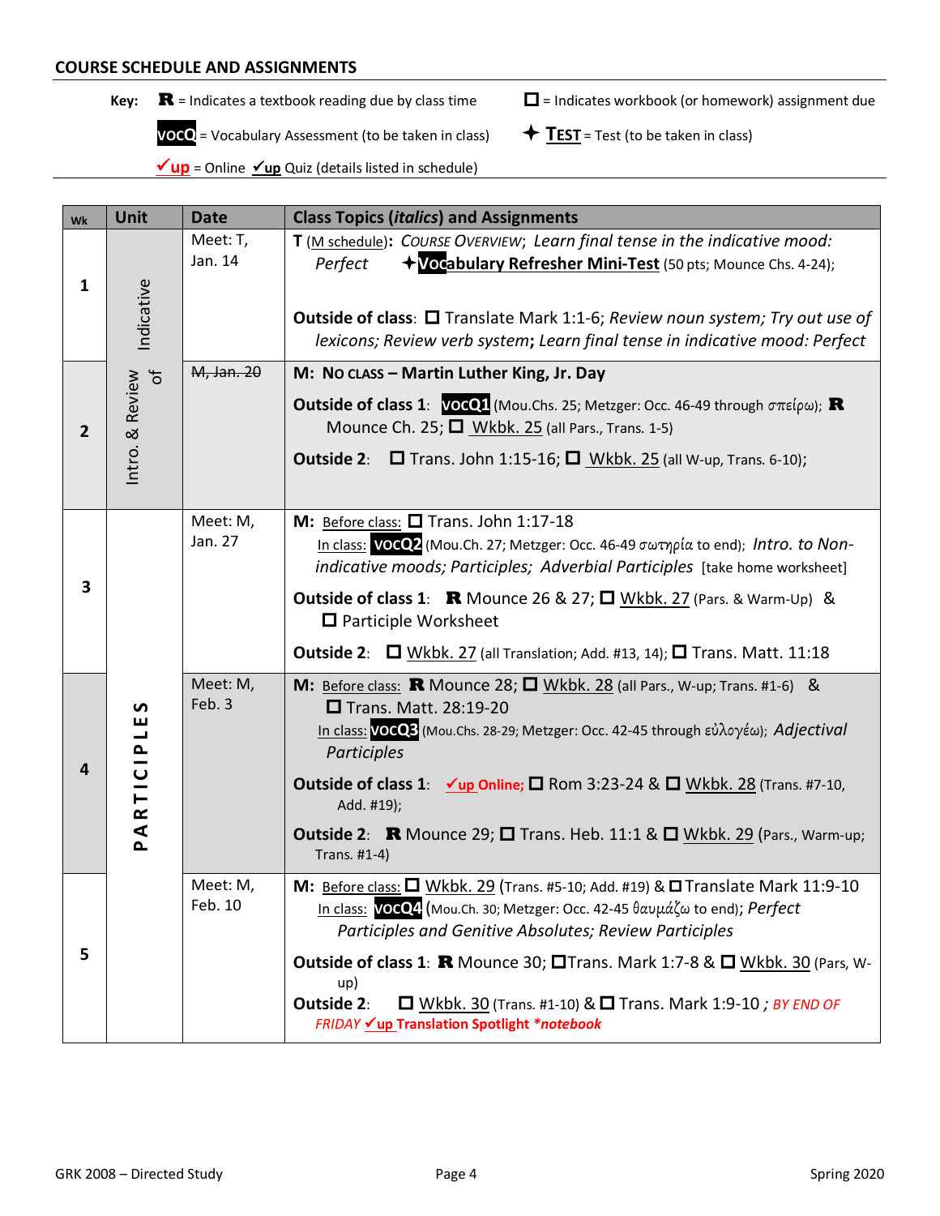## COURSE SCHEDULE AND ASSIGNMENTS

**Key:** **R** = Indicates a textbook reading due by class time; ☐ = Indicates workbook (or homework) assignment due; **vocQ** = Vocabulary Assessment (to be taken in class); ✦ **TEST** = Test (to be taken in class); ✓**up** = Online ✓**up** Quiz (details listed in schedule)

| Wk | Unit | Date | Class Topics (*italics*) and Assignments |
|---|---|---|---|
| 1 | Intro. & Review of Indicative | Meet: T, Jan. 14 | **T** (M schedule)**:** *Course Overview*; *Learn final tense in the indicative mood: Perfect* ✦ **Vocabulary Refresher Mini-Test** (50 pts; Mounce Chs. 4-24);<br><br>**Outside of class**: ☐ Translate Mark 1:1-6; *Review noun system; Try out use of lexicons; Review verb system*; *Learn final tense in indicative mood: Perfect* |
| 2 | Intro. & Review of Indicative | ~~M, Jan. 20~~ | **M: No class – Martin Luther King, Jr. Day**<br><br>**Outside of class 1**: **vocQ1** (Mou.Chs. 25; Metzger: Occ. 46-49 through σπείρω); **R** Mounce Ch. 25; ☐ Wkbk. 25 (all Pars., Trans. 1-5)<br><br>**Outside 2**: ☐ Trans. John 1:15-16; ☐ Wkbk. 25 (all W-up, Trans. 6-10); |
| 3 | PARTICIPLES | Meet: M, Jan. 27 | **M:** Before class: ☐ Trans. John 1:17-18<br>In class: **vocQ2** (Mou.Ch. 27; Metzger: Occ. 46-49 σωτηρία to end); *Intro. to Non-indicative moods; Participles; Adverbial Participles* [take home worksheet]<br><br>**Outside of class 1**: **R** Mounce 26 & 27; ☐ Wkbk. 27 (Pars. & Warm-Up) & ☐ Participle Worksheet<br><br>**Outside 2**: ☐ Wkbk. 27 (all Translation; Add. #13, 14); ☐ Trans. Matt. 11:18 |
| 4 | PARTICIPLES | Meet: M, Feb. 3 | **M:** Before class: **R** Mounce 28; ☐ Wkbk. 28 (all Pars., W-up; Trans. #1-6) & ☐ Trans. Matt. 28:19-20<br>In class: **vocQ3** (Mou.Chs. 28-29; Metzger: Occ. 42-45 through εὐλογέω); *Adjectival Participles*<br><br>**Outside of class 1**: ✓**up Online;** ☐ Rom 3:23-24 & ☐ Wkbk. 28 (Trans. #7-10, Add. #19);<br><br>**Outside 2**: **R** Mounce 29; ☐ Trans. Heb. 11:1 & ☐ Wkbk. 29 (Pars., Warm-up; Trans. #1-4) |
| 5 | PARTICIPLES | Meet: M, Feb. 10 | **M:** Before class: ☐ Wkbk. 29 (Trans. #5-10; Add. #19) & ☐ Translate Mark 11:9-10<br>In class: **vocQ4** (Mou.Ch. 30; Metzger: Occ. 42-45 θαυμάζω to end); *Perfect Participles and Genitive Absolutes; Review Participles*<br><br>**Outside of class 1**: **R** Mounce 30; ☐ Trans. Mark 1:7-8 & ☐ Wkbk. 30 (Pars, W-up)<br>**Outside 2**: ☐ Wkbk. 30 (Trans. #1-10) & ☐ Trans. Mark 1:9-10 *; BY END OF FRIDAY* ✓**up Translation Spotlight** ***notebook*** |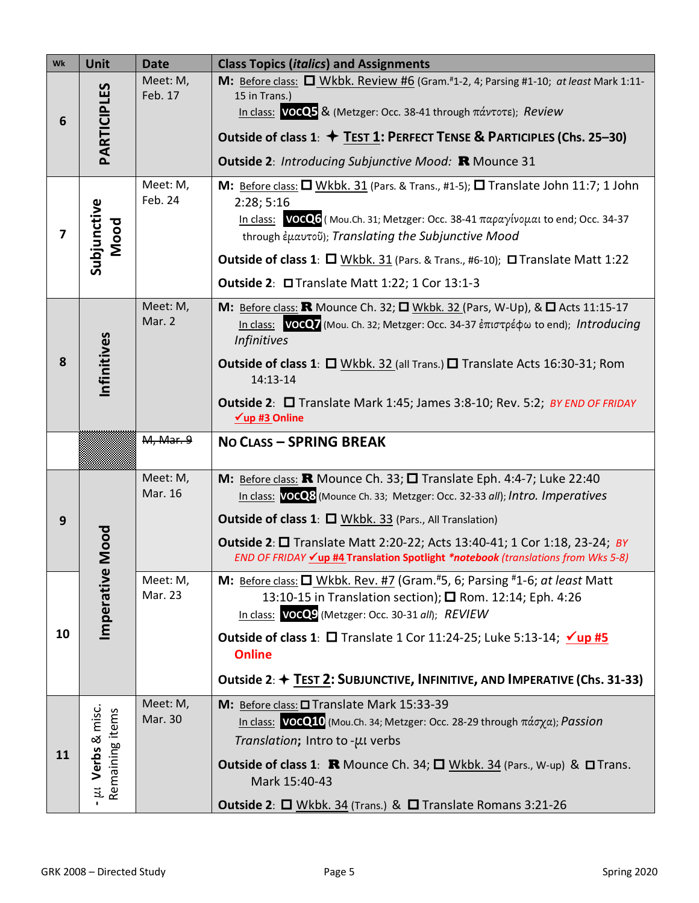| Wk | Unit | Date | Class Topics (*italics*) and Assignments |
|---|---|---|---|
| 6 | PARTICIPLES | Meet: M, Feb. 17 | **M:** Before class: ☐ Wkbk. Review #6 (Gram.#1-2, 4; Parsing #1-10; *at least* Mark 1:11-15 in Trans.)<br>In class: **vocQ5** & (Metzger: Occ. 38-41 through πάντοτε); *Review*<br><br>**Outside of class 1**: ✦ **TEST 1: PERFECT TENSE & PARTICIPLES (Chs. 25–30)**<br><br>**Outside 2**: *Introducing Subjunctive Mood:* **R** Mounce 31 |
| 7 | Subjunctive Mood | Meet: M, Feb. 24 | **M:** Before class: ☐ Wkbk. 31 (Pars. & Trans., #1-5); ☐ Translate John 11:7; 1 John 2:28; 5:16<br>In class: **vocQ6** ( Mou.Ch. 31; Metzger: Occ. 38-41 παραγίνομαι to end; Occ. 34-37 through ἐμαυτοῦ); *Translating the Subjunctive Mood*<br><br>**Outside of class 1**: ☐ Wkbk. 31 (Pars. & Trans., #6-10); ☐ Translate Matt 1:22<br><br>**Outside 2**: ☐ Translate Matt 1:22; 1 Cor 13:1-3 |
| 8 | Infinitives | Meet: M, Mar. 2 | **M:** Before class: **R** Mounce Ch. 32; ☐ Wkbk. 32 (Pars, W-Up), & ☐ Acts 11:15-17<br>In class: **vocQ7** (Mou. Ch. 32; Metzger: Occ. 34-37 ἐπιστρέφω to end); *Introducing Infinitives*<br><br>**Outside of class 1**: ☐ Wkbk. 32 (all Trans.) ☐ Translate Acts 16:30-31; Rom 14:13-14<br><br>**Outside 2**: ☐ Translate Mark 1:45; James 3:8-10; Rev. 5:2; *BY END OF FRIDAY* **✓up #3 Online** |
| | | ~~M, Mar. 9~~ | **NO CLASS – SPRING BREAK** |
| 9 | Imperative Mood | Meet: M, Mar. 16 | **M:** Before class: **R** Mounce Ch. 33; ☐ Translate Eph. 4:4-7; Luke 22:40<br>In class: **vocQ8** (Mounce Ch. 33; Metzger: Occ. 32-33 *all*); *Intro. Imperatives*<br><br>**Outside of class 1**: ☐ Wkbk. 33 (Pars., All Translation)<br><br>**Outside 2**: ☐ Translate Matt 2:20-22; Acts 13:40-41; 1 Cor 1:18, 23-24; *BY END OF FRIDAY* **✓up #4 Translation Spotlight** ***notebook** *(translations from Wks 5-8)* |
| 10 | | Meet: M, Mar. 23 | **M:** Before class: ☐ Wkbk. Rev. #7 (Gram.#5, 6; Parsing #1-6; *at least* Matt 13:10-15 in Translation section); ☐ Rom. 12:14; Eph. 4:26<br>In class: **vocQ9** (Metzger: Occ. 30-31 *all*); *REVIEW*<br><br>**Outside of class 1**: ☐ Translate 1 Cor 11:24-25; Luke 5:13-14; **✓up #5 Online**<br><br>**Outside 2**: ✦ **TEST 2: SUBJUNCTIVE, INFINITIVE, AND IMPERATIVE (Chs. 31-33)** |
| 11 | - μι Verbs & misc. Remaining items | Meet: M, Mar. 30 | **M:** Before class: ☐ Translate Mark 15:33-39<br>In class: **vocQ10** (Mou.Ch. 34; Metzger: Occ. 28-29 through πάσχα); *Passion Translation*; Intro to -μι verbs<br><br>**Outside of class 1**: **R** Mounce Ch. 34; ☐ Wkbk. 34 (Pars., W-up) & ☐ Trans. Mark 15:40-43<br><br>**Outside 2**: ☐ Wkbk. 34 (Trans.) & ☐ Translate Romans 3:21-26 |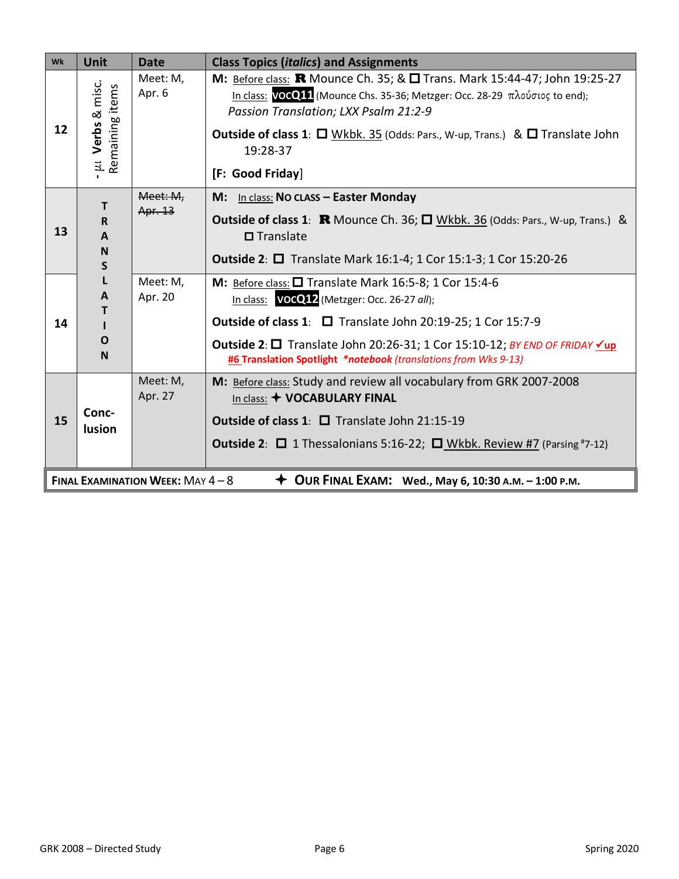| Wk | Unit | Date | Class Topics (*italics*) and Assignments |
|---|---|---|---|
| 12 | -μι **Verbs** & misc. Remaining items | Meet: M, Apr. 6 | **M:** Before class: R Mounce Ch. 35; & ☐ Trans. Mark 15:44-47; John 19:25-27<br>In class: **VOCQ11** (Mounce Chs. 35-36; Metzger: Occ. 28-29 πλούσιος to end); *Passion Translation; LXX Psalm 21:2-9*<br>**Outside of class 1**: ☐ Wkbk. 35 (Odds: Pars., W-up, Trans.) & ☐ Translate John 19:28-37<br>**[F: Good Friday]** |
| 13 | **TRANSLATION** | ~~Meet: M, Apr. 13~~ | **M:** In class: **NO CLASS – Easter Monday**<br>**Outside of class 1**: R Mounce Ch. 36; ☐ Wkbk. 36 (Odds: Pars., W-up, Trans.) & ☐ Translate<br>**Outside 2**: ☐ Translate Mark 16:1-4; 1 Cor 15:1-3; 1 Cor 15:20-26 |
| 14 | | Meet: M, Apr. 20 | **M:** Before class: ☐ Translate Mark 16:5-8; 1 Cor 15:4-6<br>In class: **VOCQ12** (Metzger: Occ. 26-27 *all*);<br>**Outside of class 1**: ☐ Translate John 20:19-25; 1 Cor 15:7-9<br>**Outside 2**: ☐ Translate John 20:26-31; 1 Cor 15:10-12; *BY END OF FRIDAY* ✓**up #6 Translation Spotlight** ***\*notebook*** *(translations from Wks 9-13)* |
| 15 | **Conc-lusion** | Meet: M, Apr. 27 | **M:** Before class: Study and review all vocabulary from GRK 2007-2008<br>In class: ✦ **VOCABULARY FINAL**<br>**Outside of class 1**: ☐ Translate John 21:15-19<br>**Outside 2**: ☐ 1 Thessalonians 5:16-22; ☐ Wkbk. Review #7 (Parsing #7-12) |

**FINAL EXAMINATION WEEK:** MAY 4 – 8 ✦ **OUR FINAL EXAM: Wed., May 6, 10:30 A.M. – 1:00 P.M.**